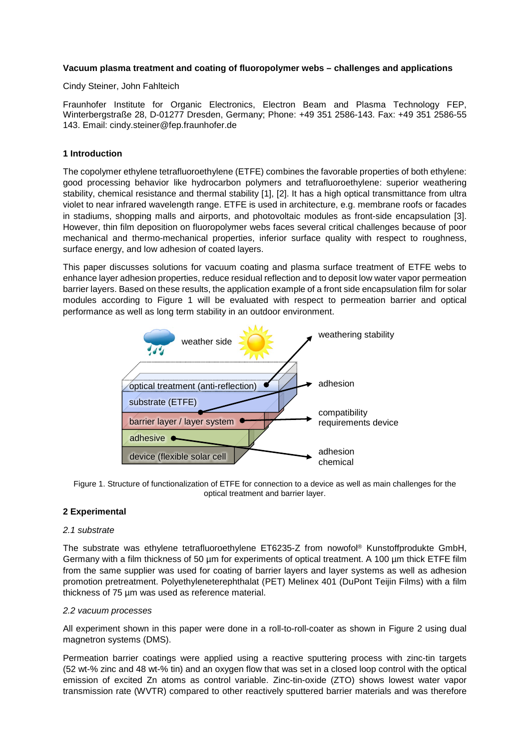**Vacuum plasma treatment and coating of fluoropolymer webs – challenges and applications**

Cindy Steiner, John Fahlteich

Fraunhofer Institute for Organic Electronics, Electron Beam and Plasma Technology FEP, Winterbergstraße 28, D-01277 Dresden, Germany; Phone: +49 351 2586-143. Fax: +49 351 2586-55 143. Email: cindy.steiner@fep.fraunhofer.de

## 1 Introduction

The copolymer ethylene tetrafluoroethylene (ETFE) combines the favorable properties of both ethylene: good processing behavior like hydrocarbon polymers and tetrafluoroethylene: superior weathering stability, chemical resistance and thermal stability [1], [2]. It has a high optical transmittance from ultra violet to near infrared wavelength range. ETFE is used in architecture, e.g. membrane roofs or facades in stadiums, shopping malls and airports, and photovoltaic modules as front-side encapsulation [3]. However, thin film deposition on fluoropolymer webs faces several critical challenges because of poor mechanical and thermo-mechanical properties, inferior surface quality with respect to roughness, surface energy, and low adhesion of coated layers.

This paper discusses solutions for vacuum coating and plasma surface treatment of ETFE webs to enhance layer adhesion properties, reduce residual reflection and to deposit low water vapor permeation barrier layers. Based on these results, the application example of a front side encapsulation film for solar modules according to Figure 1 will be evaluated with respect to permeation barrier and optical performance as well as long term stability in an outdoor environment.

weather side

weathering stability

optical treatment (anti-reflection)

adhesion

substrate (ETFE)

barrier layer / layer system

compatibility requirements device

adhesive

device (flexible solar cell

adhesion chemical

Figure 1. Structure of functionalization of ETFE for connection to a device as well as main challenges for the optical treatment and barrier layer.

## 2 Experimental

### *2.1 substrate*

The substrate was ethylene tetrafluoroethylene ET6235-Z from nowofol® Kunstoffprodukte GmbH, Germany with a film thickness of 50 µm for experiments of optical treatment. A 100 µm thick ETFE film from the same supplier was used for coating of barrier layers and layer systems as well as adhesion promotion pretreatment. Polyethyleneterephthalat (PET) Melinex 401 (DuPont Teijin Films) with a thickness of 75 µm was used as reference material.

### *2.2 vacuum processes*

All experiment shown in this paper were done in a roll-to-roll-coater as shown in Figure 2 using dual magnetron systems (DMS).

Permeation barrier coatings were applied using a reactive sputtering process with zinc-tin targets (52 wt-% zinc and 48 wt-% tin) and an oxygen flow that was set in a closed loop control with the optical emission of excited Zn atoms as control variable. Zinc-tin-oxide (ZTO) shows lowest water vapor transmission rate (WVTR) compared to other reactively sputtered barrier materials and was therefore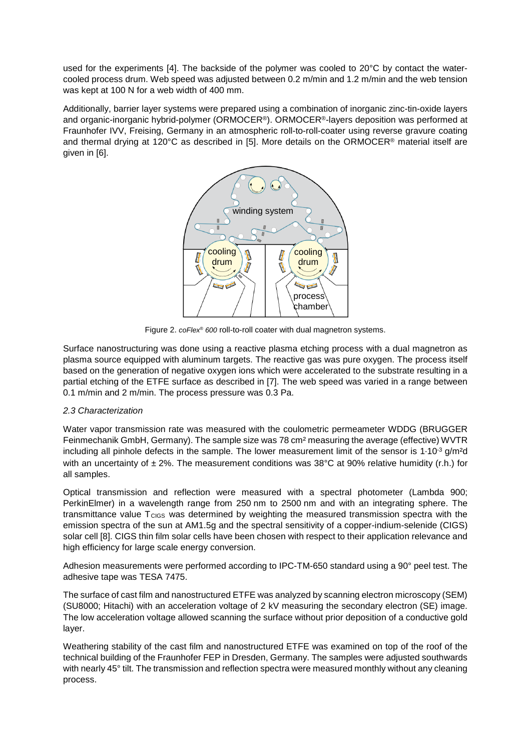used for the experiments [4]. The backside of the polymer was cooled to 20°C by contact the water-cooled process drum. Web speed was adjusted between 0.2 m/min and 1.2 m/min and the web tension was kept at 100 N for a web width of 400 mm.

Additionally, barrier layer systems were prepared using a combination of inorganic zinc-tin-oxide layers and organic-inorganic hybrid-polymer (ORMOCER®). ORMOCER®-layers deposition was performed at Fraunhofer IVV, Freising, Germany in an atmospheric roll-to-roll-coater using reverse gravure coating and thermal drying at 120°C as described in [5]. More details on the ORMOCER® material itself are given in [6].

Figure 2. *coFlex® 600* roll-to-roll coater with dual magnetron systems.

Surface nanostructuring was done using a reactive plasma etching process with a dual magnetron as plasma source equipped with aluminum targets. The reactive gas was pure oxygen. The process itself based on the generation of negative oxygen ions which were accelerated to the substrate resulting in a partial etching of the ETFE surface as described in [7]. The web speed was varied in a range between 0.1 m/min and 2 m/min. The process pressure was 0.3 Pa.

### *2.3 Characterization*

Water vapor transmission rate was measured with the coulometric permeameter WDDG (BRUGGER Feinmechanik GmbH, Germany). The sample size was 78 cm² measuring the average (effective) WVTR including all pinhole defects in the sample. The lower measurement limit of the sensor is $1{\cdot}10^{-3}$ g/m²d with an uncertainty of ± 2%. The measurement conditions was 38°C at 90% relative humidity (r.h.) for all samples.

Optical transmission and reflection were measured with a spectral photometer (Lambda 900; PerkinElmer) in a wavelength range from 250 nm to 2500 nm and with an integrating sphere. The transmittance value $T_{CIGS}$ was determined by weighting the measured transmission spectra with the emission spectra of the sun at AM1.5g and the spectral sensitivity of a copper-indium-selenide (CIGS) solar cell [8]. CIGS thin film solar cells have been chosen with respect to their application relevance and high efficiency for large scale energy conversion.

Adhesion measurements were performed according to IPC-TM-650 standard using a 90° peel test. The adhesive tape was TESA 7475.

The surface of cast film and nanostructured ETFE was analyzed by scanning electron microscopy (SEM) (SU8000; Hitachi) with an acceleration voltage of 2 kV measuring the secondary electron (SE) image. The low acceleration voltage allowed scanning the surface without prior deposition of a conductive gold layer.

Weathering stability of the cast film and nanostructured ETFE was examined on top of the roof of the technical building of the Fraunhofer FEP in Dresden, Germany. The samples were adjusted southwards with nearly 45° tilt. The transmission and reflection spectra were measured monthly without any cleaning process.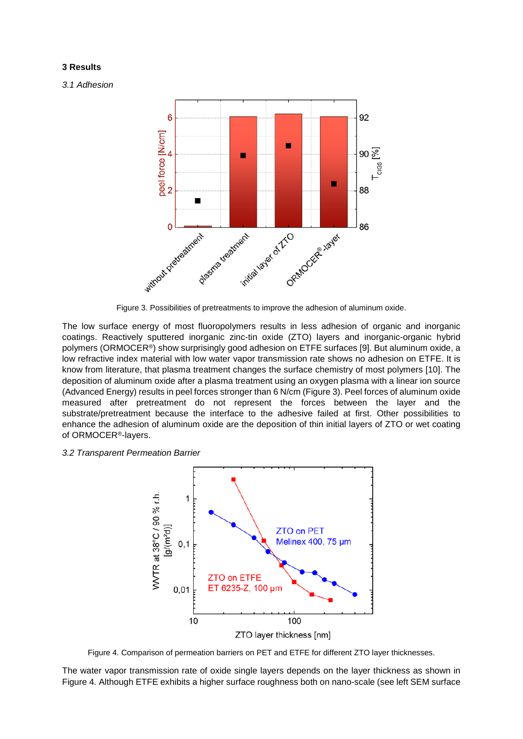## 3 Results

### *3.1 Adhesion*

Figure 3. Possibilities of pretreatments to improve the adhesion of aluminum oxide.

The low surface energy of most fluoropolymers results in less adhesion of organic and inorganic coatings. Reactively sputtered inorganic zinc-tin oxide (ZTO) layers and inorganic-organic hybrid polymers (ORMOCER®) show surprisingly good adhesion on ETFE surfaces [9]. But aluminum oxide, a low refractive index material with low water vapor transmission rate shows no adhesion on ETFE. It is know from literature, that plasma treatment changes the surface chemistry of most polymers [10]. The deposition of aluminum oxide after a plasma treatment using an oxygen plasma with a linear ion source (Advanced Energy) results in peel forces stronger than 6 N/cm (Figure 3). Peel forces of aluminum oxide measured after pretreatment do not represent the forces between the layer and the substrate/pretreatment because the interface to the adhesive failed at first. Other possibilities to enhance the adhesion of aluminum oxide are the deposition of thin initial layers of ZTO or wet coating of ORMOCER®-layers.

### *3.2 Transparent Permeation Barrier*

Figure 4. Comparison of permeation barriers on PET and ETFE for different ZTO layer thicknesses.

The water vapor transmission rate of oxide single layers depends on the layer thickness as shown in Figure 4. Although ETFE exhibits a higher surface roughness both on nano-scale (see left SEM surface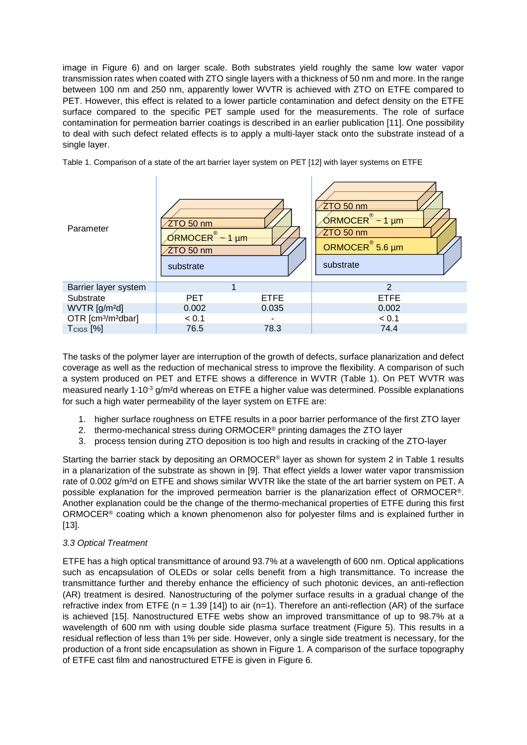image in Figure 6) and on larger scale. Both substrates yield roughly the same low water vapor transmission rates when coated with ZTO single layers with a thickness of 50 nm and more. In the range between 100 nm and 250 nm, apparently lower WVTR is achieved with ZTO on ETFE compared to PET. However, this effect is related to a lower particle contamination and defect density on the ETFE surface compared to the specific PET sample used for the measurements. The role of surface contamination for permeation barrier coatings is described in an earlier publication [11]. One possibility to deal with such defect related effects is to apply a multi-layer stack onto the substrate instead of a single layer.

Table 1. Comparison of a state of the art barrier layer system on PET [12] with layer systems on ETFE

| Parameter | ZTO 50 nm / ORMOCER® ~ 1 µm / ZTO 50 nm / substrate | | ZTO 50 nm / ORMOCER® ~ 1 µm / ZTO 50 nm / ORMOCER® 5.6 µm / substrate |
|---|---|---|---|
| Barrier layer system | 1 | | 2 |
| Substrate | PET | ETFE | ETFE |
| WVTR [g/m²d] | 0.002 | 0.035 | 0.002 |
| OTR [cm³/m²dbar] | < 0.1 | - | < 0.1 |
| $T_{CIGS}$ [%] | 76.5 | 78.3 | 74.4 |

The tasks of the polymer layer are interruption of the growth of defects, surface planarization and defect coverage as well as the reduction of mechanical stress to improve the flexibility. A comparison of such a system produced on PET and ETFE shows a difference in WVTR (Table 1). On PET WVTR was measured nearly $1 \cdot 10^{-3}$ g/m²d whereas on ETFE a higher value was determined. Possible explanations for such a high water permeability of the layer system on ETFE are:

1. higher surface roughness on ETFE results in a poor barrier performance of the first ZTO layer
2. thermo-mechanical stress during ORMOCER® printing damages the ZTO layer
3. process tension during ZTO deposition is too high and results in cracking of the ZTO-layer

Starting the barrier stack by depositing an ORMOCER® layer as shown for system 2 in Table 1 results in a planarization of the substrate as shown in [9]. That effect yields a lower water vapor transmission rate of 0.002 g/m²d on ETFE and shows similar WVTR like the state of the art barrier system on PET. A possible explanation for the improved permeation barrier is the planarization effect of ORMOCER®. Another explanation could be the change of the thermo-mechanical properties of ETFE during this first ORMOCER® coating which a known phenomenon also for polyester films and is explained further in [13].

### *3.3 Optical Treatment*

ETFE has a high optical transmittance of around 93.7% at a wavelength of 600 nm. Optical applications such as encapsulation of OLEDs or solar cells benefit from a high transmittance. To increase the transmittance further and thereby enhance the efficiency of such photonic devices, an anti-reflection (AR) treatment is desired. Nanostructuring of the polymer surface results in a gradual change of the refractive index from ETFE ($n = 1.39$ [14]) to air ($n=1$). Therefore an anti-reflection (AR) of the surface is achieved [15]. Nanostructured ETFE webs show an improved transmittance of up to 98.7% at a wavelength of 600 nm with using double side plasma surface treatment (Figure 5). This results in a residual reflection of less than 1% per side. However, only a single side treatment is necessary, for the production of a front side encapsulation as shown in Figure 1. A comparison of the surface topography of ETFE cast film and nanostructured ETFE is given in Figure 6.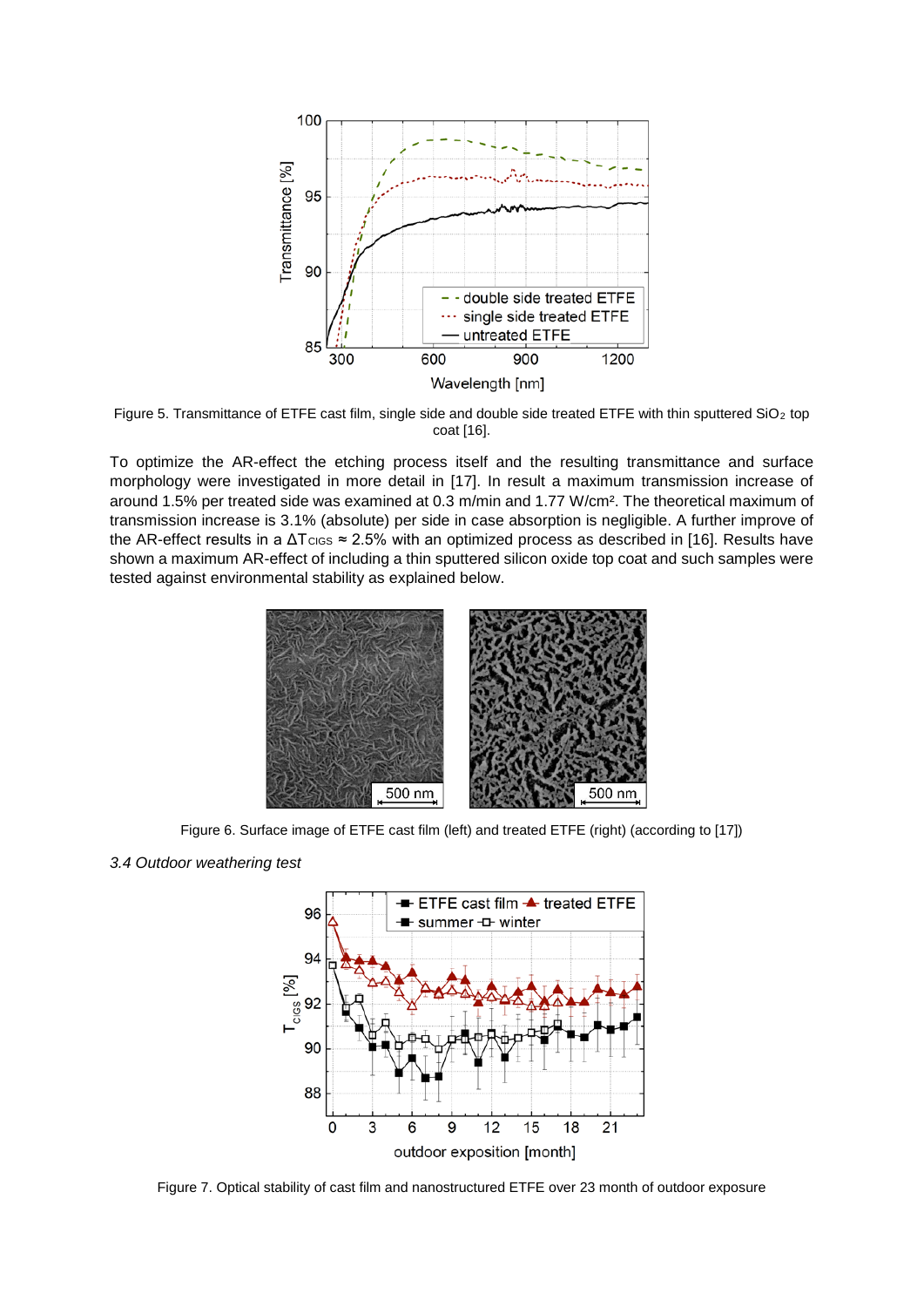Figure 5. Transmittance of ETFE cast film, single side and double side treated ETFE with thin sputtered $SiO_2$ top coat [16].

To optimize the AR-effect the etching process itself and the resulting transmittance and surface morphology were investigated in more detail in [17]. In result a maximum transmission increase of around 1.5% per treated side was examined at 0.3 m/min and 1.77 W/cm². The theoretical maximum of transmission increase is 3.1% (absolute) per side in case absorption is negligible. A further improve of the AR-effect results in a $\Delta T_{CIGS} \approx 2.5\%$ with an optimized process as described in [16]. Results have shown a maximum AR-effect of including a thin sputtered silicon oxide top coat and such samples were tested against environmental stability as explained below.

Figure 6. Surface image of ETFE cast film (left) and treated ETFE (right) (according to [17])

*3.4 Outdoor weathering test*

Figure 7. Optical stability of cast film and nanostructured ETFE over 23 month of outdoor exposure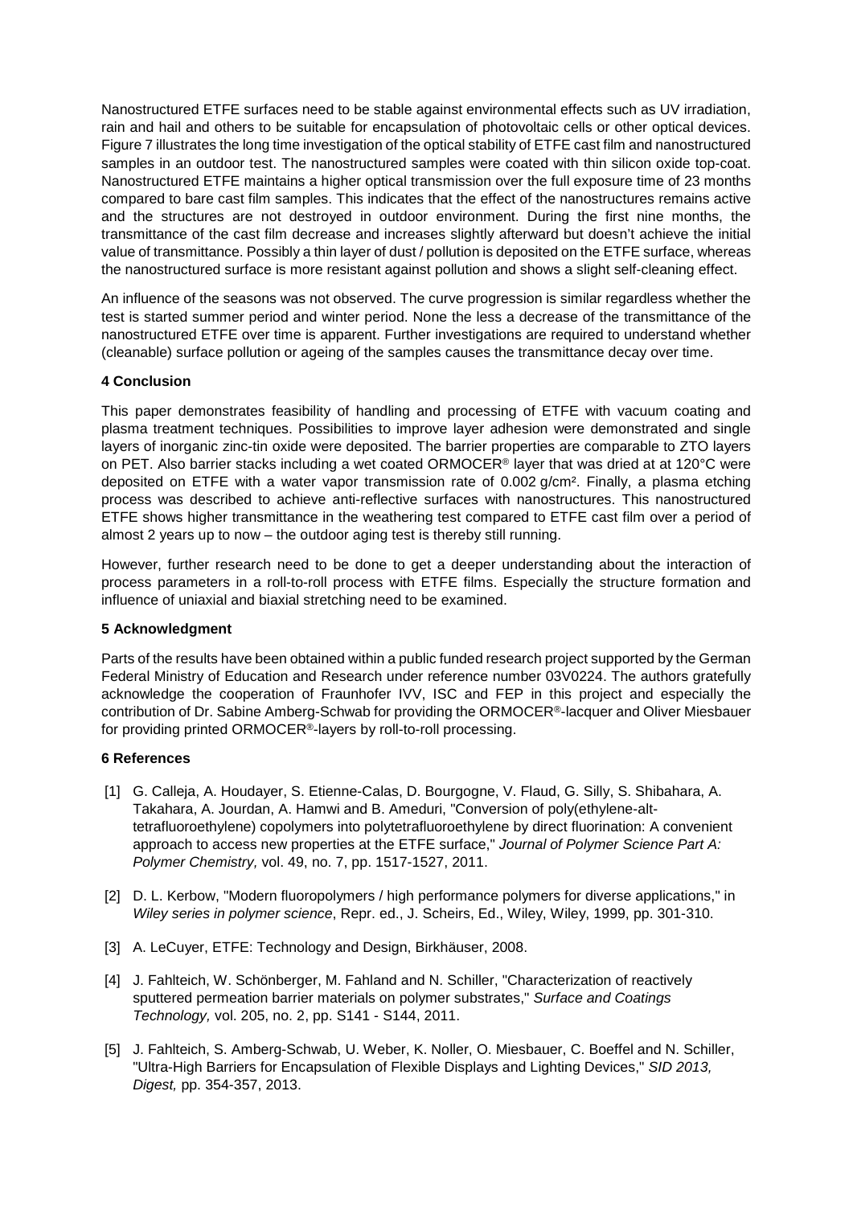Nanostructured ETFE surfaces need to be stable against environmental effects such as UV irradiation, rain and hail and others to be suitable for encapsulation of photovoltaic cells or other optical devices. Figure 7 illustrates the long time investigation of the optical stability of ETFE cast film and nanostructured samples in an outdoor test. The nanostructured samples were coated with thin silicon oxide top-coat. Nanostructured ETFE maintains a higher optical transmission over the full exposure time of 23 months compared to bare cast film samples. This indicates that the effect of the nanostructures remains active and the structures are not destroyed in outdoor environment. During the first nine months, the transmittance of the cast film decrease and increases slightly afterward but doesn't achieve the initial value of transmittance. Possibly a thin layer of dust / pollution is deposited on the ETFE surface, whereas the nanostructured surface is more resistant against pollution and shows a slight self-cleaning effect.

An influence of the seasons was not observed. The curve progression is similar regardless whether the test is started summer period and winter period. None the less a decrease of the transmittance of the nanostructured ETFE over time is apparent. Further investigations are required to understand whether (cleanable) surface pollution or ageing of the samples causes the transmittance decay over time.

## 4 Conclusion

This paper demonstrates feasibility of handling and processing of ETFE with vacuum coating and plasma treatment techniques. Possibilities to improve layer adhesion were demonstrated and single layers of inorganic zinc-tin oxide were deposited. The barrier properties are comparable to ZTO layers on PET. Also barrier stacks including a wet coated ORMOCER® layer that was dried at at 120°C were deposited on ETFE with a water vapor transmission rate of 0.002 g/cm². Finally, a plasma etching process was described to achieve anti-reflective surfaces with nanostructures. This nanostructured ETFE shows higher transmittance in the weathering test compared to ETFE cast film over a period of almost 2 years up to now – the outdoor aging test is thereby still running.

However, further research need to be done to get a deeper understanding about the interaction of process parameters in a roll-to-roll process with ETFE films. Especially the structure formation and influence of uniaxial and biaxial stretching need to be examined.

## 5 Acknowledgment

Parts of the results have been obtained within a public funded research project supported by the German Federal Ministry of Education and Research under reference number 03V0224. The authors gratefully acknowledge the cooperation of Fraunhofer IVV, ISC and FEP in this project and especially the contribution of Dr. Sabine Amberg-Schwab for providing the ORMOCER®-lacquer and Oliver Miesbauer for providing printed ORMOCER®-layers by roll-to-roll processing.

## 6 References

[1] G. Calleja, A. Houdayer, S. Etienne-Calas, D. Bourgogne, V. Flaud, G. Silly, S. Shibahara, A. Takahara, A. Jourdan, A. Hamwi and B. Ameduri, "Conversion of poly(ethylene-alt-tetrafluoroethylene) copolymers into polytetrafluoroethylene by direct fluorination: A convenient approach to access new properties at the ETFE surface," *Journal of Polymer Science Part A: Polymer Chemistry,* vol. 49, no. 7, pp. 1517-1527, 2011.

[2] D. L. Kerbow, "Modern fluoropolymers / high performance polymers for diverse applications," in *Wiley series in polymer science*, Repr. ed., J. Scheirs, Ed., Wiley, Wiley, 1999, pp. 301-310.

[3] A. LeCuyer, ETFE: Technology and Design, Birkhäuser, 2008.

[4] J. Fahlteich, W. Schönberger, M. Fahland and N. Schiller, "Characterization of reactively sputtered permeation barrier materials on polymer substrates," *Surface and Coatings Technology,* vol. 205, no. 2, pp. S141 - S144, 2011.

[5] J. Fahlteich, S. Amberg-Schwab, U. Weber, K. Noller, O. Miesbauer, C. Boeffel and N. Schiller, "Ultra-High Barriers for Encapsulation of Flexible Displays and Lighting Devices," *SID 2013, Digest,* pp. 354-357, 2013.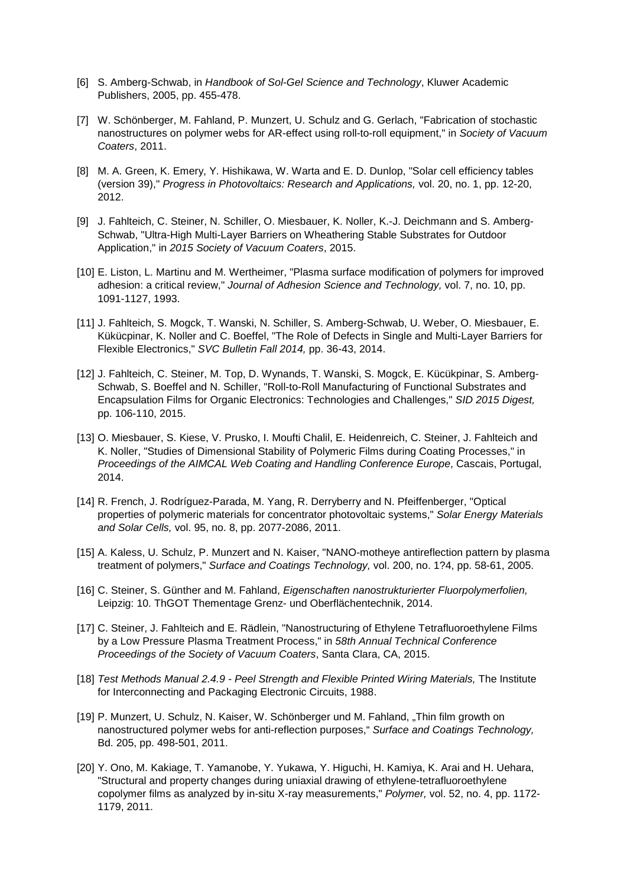[6] S. Amberg-Schwab, in *Handbook of Sol-Gel Science and Technology*, Kluwer Academic Publishers, 2005, pp. 455-478.

[7] W. Schönberger, M. Fahland, P. Munzert, U. Schulz and G. Gerlach, "Fabrication of stochastic nanostructures on polymer webs for AR-effect using roll-to-roll equipment," in *Society of Vacuum Coaters*, 2011.

[8] M. A. Green, K. Emery, Y. Hishikawa, W. Warta and E. D. Dunlop, "Solar cell efficiency tables (version 39)," *Progress in Photovoltaics: Research and Applications,* vol. 20, no. 1, pp. 12-20, 2012.

[9] J. Fahlteich, C. Steiner, N. Schiller, O. Miesbauer, K. Noller, K.-J. Deichmann and S. Amberg-Schwab, "Ultra-High Multi-Layer Barriers on Wheathering Stable Substrates for Outdoor Application," in *2015 Society of Vacuum Coaters*, 2015.

[10] E. Liston, L. Martinu and M. Wertheimer, "Plasma surface modification of polymers for improved adhesion: a critical review," *Journal of Adhesion Science and Technology,* vol. 7, no. 10, pp. 1091-1127, 1993.

[11] J. Fahlteich, S. Mogck, T. Wanski, N. Schiller, S. Amberg-Schwab, U. Weber, O. Miesbauer, E. Kükücpinar, K. Noller and C. Boeffel, "The Role of Defects in Single and Multi-Layer Barriers for Flexible Electronics," *SVC Bulletin Fall 2014,* pp. 36-43, 2014.

[12] J. Fahlteich, C. Steiner, M. Top, D. Wynands, T. Wanski, S. Mogck, E. Kücükpinar, S. Amberg-Schwab, S. Boeffel and N. Schiller, "Roll-to-Roll Manufacturing of Functional Substrates and Encapsulation Films for Organic Electronics: Technologies and Challenges," *SID 2015 Digest,* pp. 106-110, 2015.

[13] O. Miesbauer, S. Kiese, V. Prusko, I. Moufti Chalil, E. Heidenreich, C. Steiner, J. Fahlteich and K. Noller, "Studies of Dimensional Stability of Polymeric Films during Coating Processes," in *Proceedings of the AIMCAL Web Coating and Handling Conference Europe*, Cascais, Portugal, 2014.

[14] R. French, J. Rodríguez-Parada, M. Yang, R. Derryberry and N. Pfeiffenberger, "Optical properties of polymeric materials for concentrator photovoltaic systems," *Solar Energy Materials and Solar Cells,* vol. 95, no. 8, pp. 2077-2086, 2011.

[15] A. Kaless, U. Schulz, P. Munzert and N. Kaiser, "NANO-motheye antireflection pattern by plasma treatment of polymers," *Surface and Coatings Technology,* vol. 200, no. 1?4, pp. 58-61, 2005.

[16] C. Steiner, S. Günther and M. Fahland, *Eigenschaften nanostrukturierter Fluorpolymerfolien,* Leipzig: 10. ThGOT Thementage Grenz- und Oberflächentechnik, 2014.

[17] C. Steiner, J. Fahlteich and E. Rädlein, "Nanostructuring of Ethylene Tetrafluoroethylene Films by a Low Pressure Plasma Treatment Process," in *58th Annual Technical Conference Proceedings of the Society of Vacuum Coaters*, Santa Clara, CA, 2015.

[18] *Test Methods Manual 2.4.9 - Peel Strength and Flexible Printed Wiring Materials,* The Institute for Interconnecting and Packaging Electronic Circuits, 1988.

[19] P. Munzert, U. Schulz, N. Kaiser, W. Schönberger und M. Fahland, „Thin film growth on nanostructured polymer webs for anti-reflection purposes," *Surface and Coatings Technology,* Bd. 205, pp. 498-501, 2011.

[20] Y. Ono, M. Kakiage, T. Yamanobe, Y. Yukawa, Y. Higuchi, H. Kamiya, K. Arai and H. Uehara, "Structural and property changes during uniaxial drawing of ethylene-tetrafluoroethylene copolymer films as analyzed by in-situ X-ray measurements," *Polymer,* vol. 52, no. 4, pp. 1172-1179, 2011.